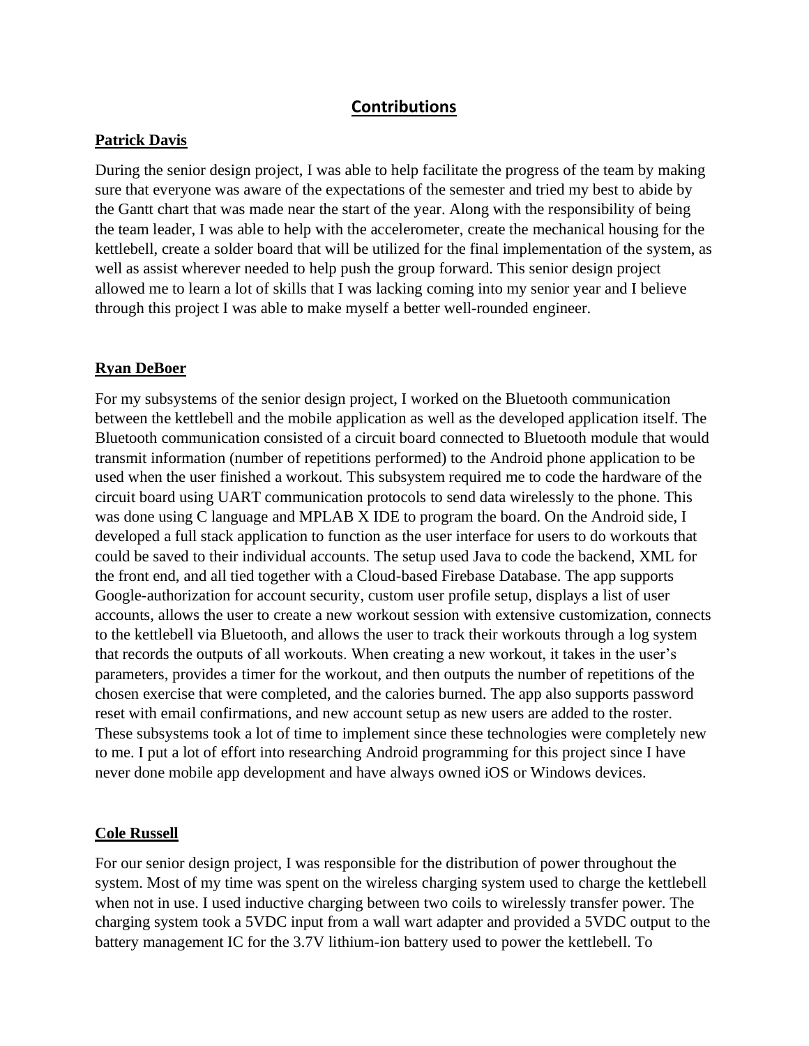# Contributions

## Patrick Davis

During the senior design project, I was able to help facilitate the progress of the team by making sure that everyone was aware of the expectations of the semester and tried my best to abide by the Gantt chart that was made near the start of the year. Along with the responsibility of being the team leader, I was able to help with the accelerometer, create the mechanical housing for the kettlebell, create a solder board that will be utilized for the final implementation of the system, as well as assist wherever needed to help push the group forward. This senior design project allowed me to learn a lot of skills that I was lacking coming into my senior year and I believe through this project I was able to make myself a better well-rounded engineer.

## Ryan DeBoer

For my subsystems of the senior design project, I worked on the Bluetooth communication between the kettlebell and the mobile application as well as the developed application itself. The Bluetooth communication consisted of a circuit board connected to Bluetooth module that would transmit information (number of repetitions performed) to the Android phone application to be used when the user finished a workout. This subsystem required me to code the hardware of the circuit board using UART communication protocols to send data wirelessly to the phone. This was done using C language and MPLAB X IDE to program the board. On the Android side, I developed a full stack application to function as the user interface for users to do workouts that could be saved to their individual accounts. The setup used Java to code the backend, XML for the front end, and all tied together with a Cloud-based Firebase Database. The app supports Google-authorization for account security, custom user profile setup, displays a list of user accounts, allows the user to create a new workout session with extensive customization, connects to the kettlebell via Bluetooth, and allows the user to track their workouts through a log system that records the outputs of all workouts. When creating a new workout, it takes in the user's parameters, provides a timer for the workout, and then outputs the number of repetitions of the chosen exercise that were completed, and the calories burned. The app also supports password reset with email confirmations, and new account setup as new users are added to the roster. These subsystems took a lot of time to implement since these technologies were completely new to me. I put a lot of effort into researching Android programming for this project since I have never done mobile app development and have always owned iOS or Windows devices.

## Cole Russell

For our senior design project, I was responsible for the distribution of power throughout the system. Most of my time was spent on the wireless charging system used to charge the kettlebell when not in use. I used inductive charging between two coils to wirelessly transfer power. The charging system took a 5VDC input from a wall wart adapter and provided a 5VDC output to the battery management IC for the 3.7V lithium-ion battery used to power the kettlebell. To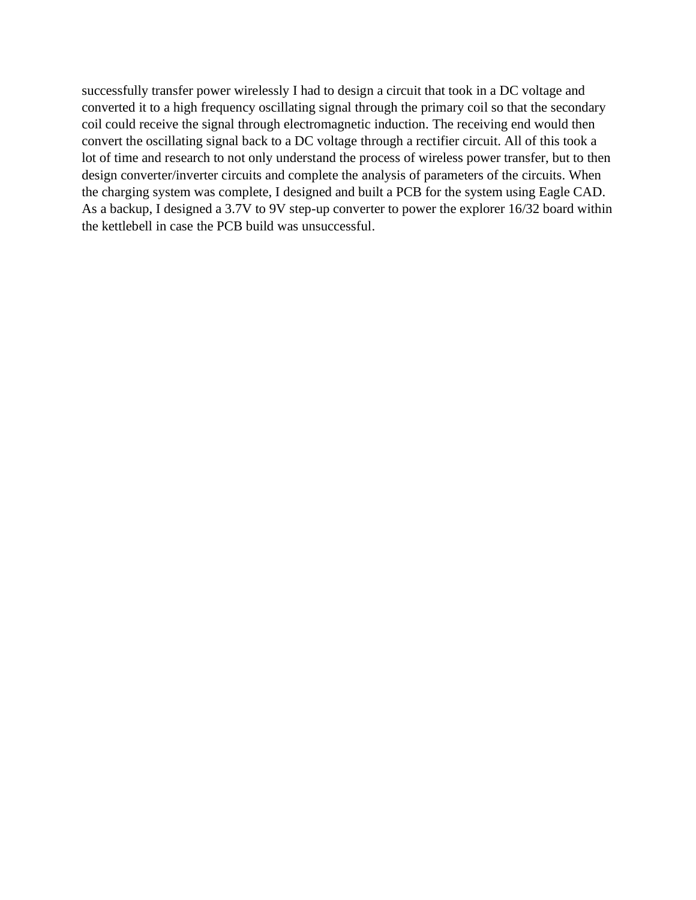successfully transfer power wirelessly I had to design a circuit that took in a DC voltage and converted it to a high frequency oscillating signal through the primary coil so that the secondary coil could receive the signal through electromagnetic induction. The receiving end would then convert the oscillating signal back to a DC voltage through a rectifier circuit. All of this took a lot of time and research to not only understand the process of wireless power transfer, but to then design converter/inverter circuits and complete the analysis of parameters of the circuits. When the charging system was complete, I designed and built a PCB for the system using Eagle CAD. As a backup, I designed a 3.7V to 9V step-up converter to power the explorer 16/32 board within the kettlebell in case the PCB build was unsuccessful.